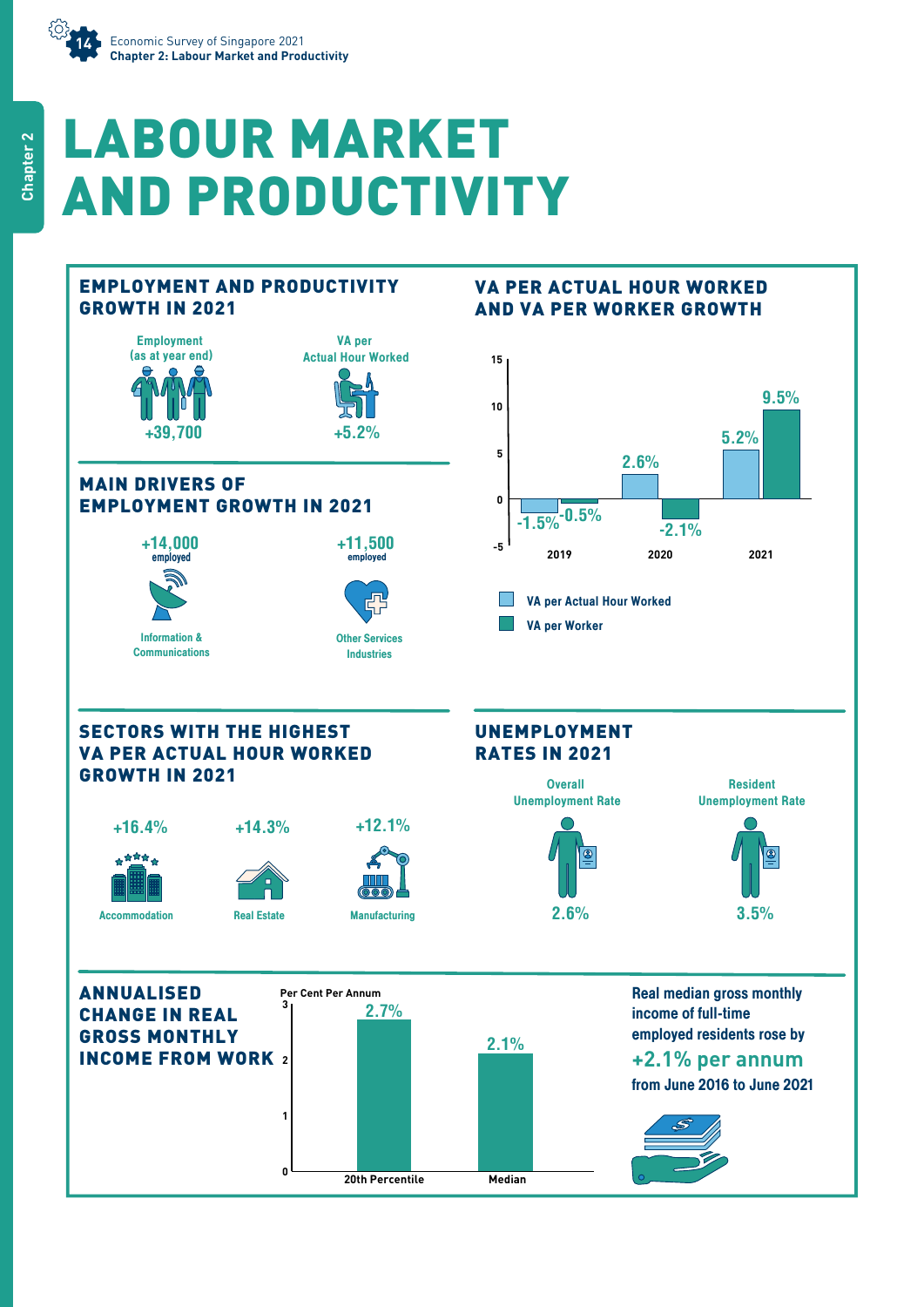# LABOUR MARKET AND PRODUCTIVITY

## EMPLOYMENT AND PRODUCTIVITY GROWTH IN 2021

**Employment (as at year end)**
+39,700

**VA per Actual Hour Worked**
+5.2%

## MAIN DRIVERS OF EMPLOYMENT GROWTH IN 2021

**+14,000** employed — Information & Communications

**+11,500** employed — Other Services Industries

## VA PER ACTUAL HOUR WORKED AND VA PER WORKER GROWTH

| Year | VA per Actual Hour Worked | VA per Worker |
|---|---|---|
| 2019 | -1.5% | -0.5% |
| 2020 | 2.6% | -2.1% |
| 2021 | 5.2% | 9.5% |

## SECTORS WITH THE HIGHEST VA PER ACTUAL HOUR WORKED GROWTH IN 2021

| Accommodation | Real Estate | Manufacturing |
|---|---|---|
| +16.4% | +14.3% | +12.1% |

## UNEMPLOYMENT RATES IN 2021

| Overall Unemployment Rate | Resident Unemployment Rate |
|---|---|
| 2.6% | 3.5% |

## ANNUALISED CHANGE IN REAL GROSS MONTHLY INCOME FROM WORK

Per Cent Per Annum

| 20th Percentile | Median |
|---|---|
| 2.7% | 2.1% |

**Real median gross monthly income of full-time employed residents rose by**

**+2.1% per annum**

**from June 2016 to June 2021**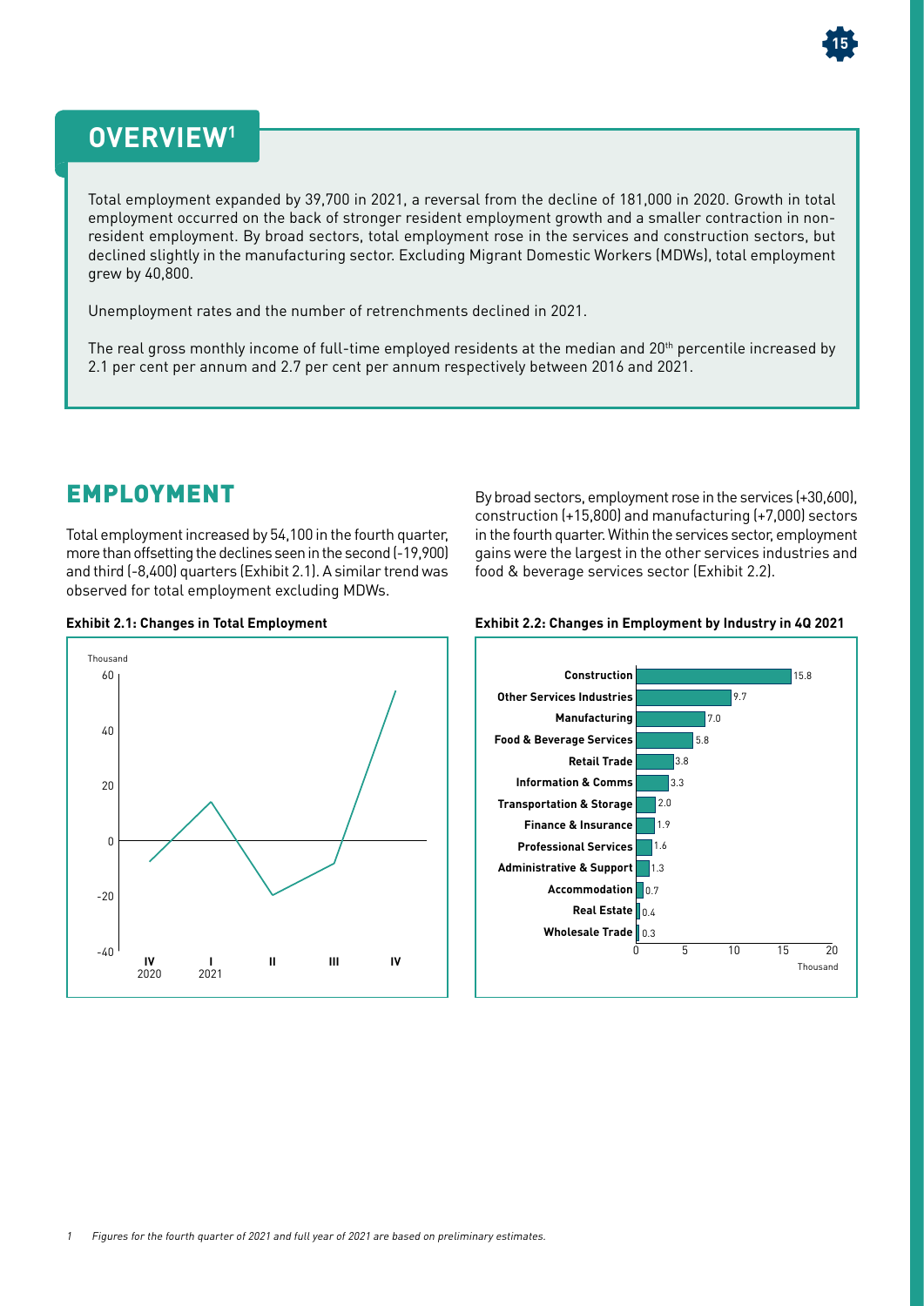## OVERVIEW[1]

Total employment expanded by 39,700 in 2021, a reversal from the decline of 181,000 in 2020. Growth in total employment occurred on the back of stronger resident employment growth and a smaller contraction in non-resident employment. By broad sectors, total employment rose in the services and construction sectors, but declined slightly in the manufacturing sector. Excluding Migrant Domestic Workers (MDWs), total employment grew by 40,800.

Unemployment rates and the number of retrenchments declined in 2021.

The real gross monthly income of full-time employed residents at the median and 20th percentile increased by 2.1 per cent per annum and 2.7 per cent per annum respectively between 2016 and 2021.

# EMPLOYMENT

Total employment increased by 54,100 in the fourth quarter, more than offsetting the declines seen in the second (-19,900) and third (-8,400) quarters (Exhibit 2.1). A similar trend was observed for total employment excluding MDWs.

By broad sectors, employment rose in the services (+30,600), construction (+15,800) and manufacturing (+7,000) sectors in the fourth quarter. Within the services sector, employment gains were the largest in the other services industries and food & beverage services sector (Exhibit 2.2).

**Exhibit 2.1: Changes in Total Employment**

**Exhibit 2.2: Changes in Employment by Industry in 4Q 2021**

| Industry | Change (Thousand) |
|---|---|
| Construction | 15.8 |
| Other Services Industries | 9.7 |
| Manufacturing | 7.0 |
| Food & Beverage Services | 5.8 |
| Retail Trade | 3.8 |
| Information & Comms | 3.3 |
| Transportation & Storage | 2.0 |
| Finance & Insurance | 1.9 |
| Professional Services | 1.6 |
| Administrative & Support | 1.3 |
| Accommodation | 0.7 |
| Real Estate | 0.4 |
| Wholesale Trade | 0.3 |

1 *Figures for the fourth quarter of 2021 and full year of 2021 are based on preliminary estimates.*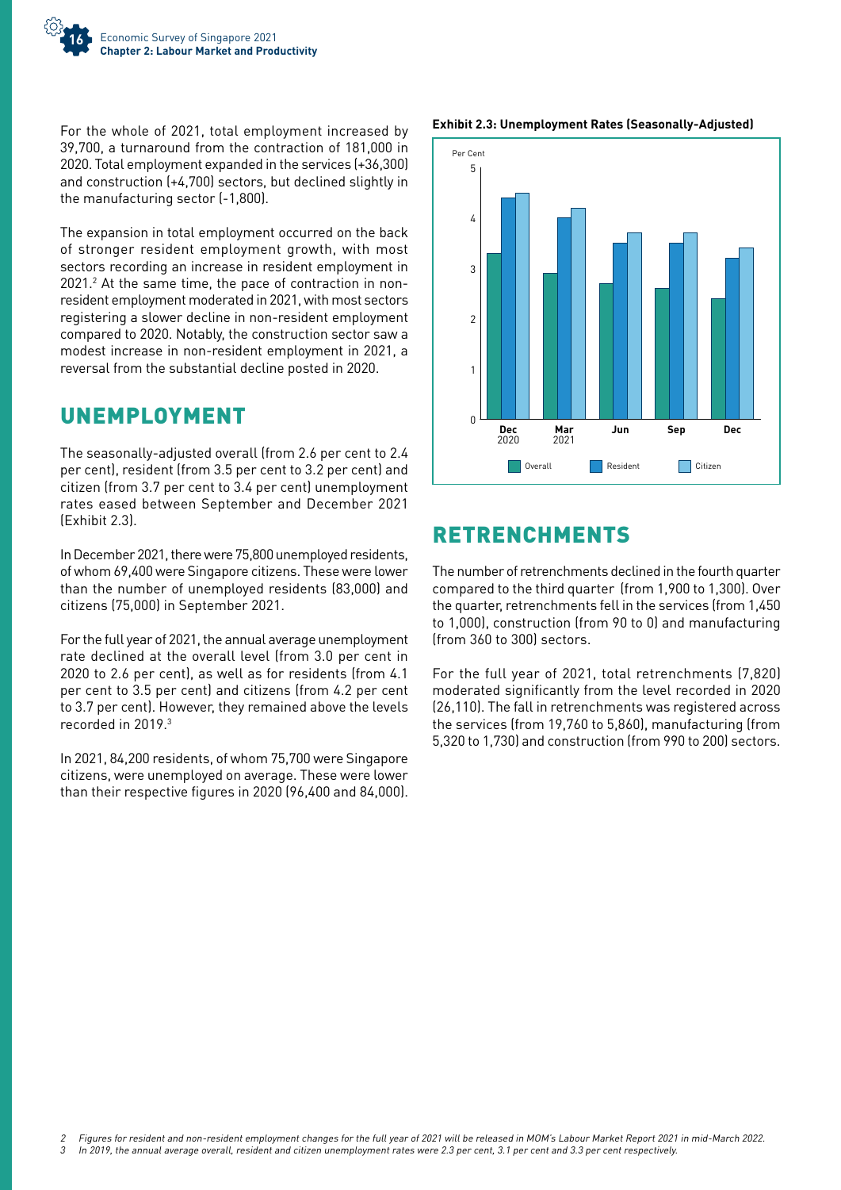For the whole of 2021, total employment increased by 39,700, a turnaround from the contraction of 181,000 in 2020. Total employment expanded in the services (+36,300) and construction (+4,700) sectors, but declined slightly in the manufacturing sector (-1,800).

The expansion in total employment occurred on the back of stronger resident employment growth, with most sectors recording an increase in resident employment in 2021.[2] At the same time, the pace of contraction in non-resident employment moderated in 2021, with most sectors registering a slower decline in non-resident employment compared to 2020. Notably, the construction sector saw a modest increase in non-resident employment in 2021, a reversal from the substantial decline posted in 2020.

## UNEMPLOYMENT

The seasonally-adjusted overall (from 2.6 per cent to 2.4 per cent), resident (from 3.5 per cent to 3.2 per cent) and citizen (from 3.7 per cent to 3.4 per cent) unemployment rates eased between September and December 2021 (Exhibit 2.3).

In December 2021, there were 75,800 unemployed residents, of whom 69,400 were Singapore citizens. These were lower than the number of unemployed residents (83,000) and citizens (75,000) in September 2021.

For the full year of 2021, the annual average unemployment rate declined at the overall level (from 3.0 per cent in 2020 to 2.6 per cent), as well as for residents (from 4.1 per cent to 3.5 per cent) and citizens (from 4.2 per cent to 3.7 per cent). However, they remained above the levels recorded in 2019.[3]

In 2021, 84,200 residents, of whom 75,700 were Singapore citizens, were unemployed on average. These were lower than their respective figures in 2020 (96,400 and 84,000).

**Exhibit 2.3: Unemployment Rates (Seasonally-Adjusted)**

## RETRENCHMENTS

The number of retrenchments declined in the fourth quarter compared to the third quarter (from 1,900 to 1,300). Over the quarter, retrenchments fell in the services (from 1,450 to 1,000), construction (from 90 to 0) and manufacturing (from 360 to 300) sectors.

For the full year of 2021, total retrenchments (7,820) moderated significantly from the level recorded in 2020 (26,110). The fall in retrenchments was registered across the services (from 19,760 to 5,860), manufacturing (from 5,320 to 1,730) and construction (from 990 to 200) sectors.

---

*2 Figures for resident and non-resident employment changes for the full year of 2021 will be released in MOM's Labour Market Report 2021 in mid-March 2022.*

*3 In 2019, the annual average overall, resident and citizen unemployment rates were 2.3 per cent, 3.1 per cent and 3.3 per cent respectively.*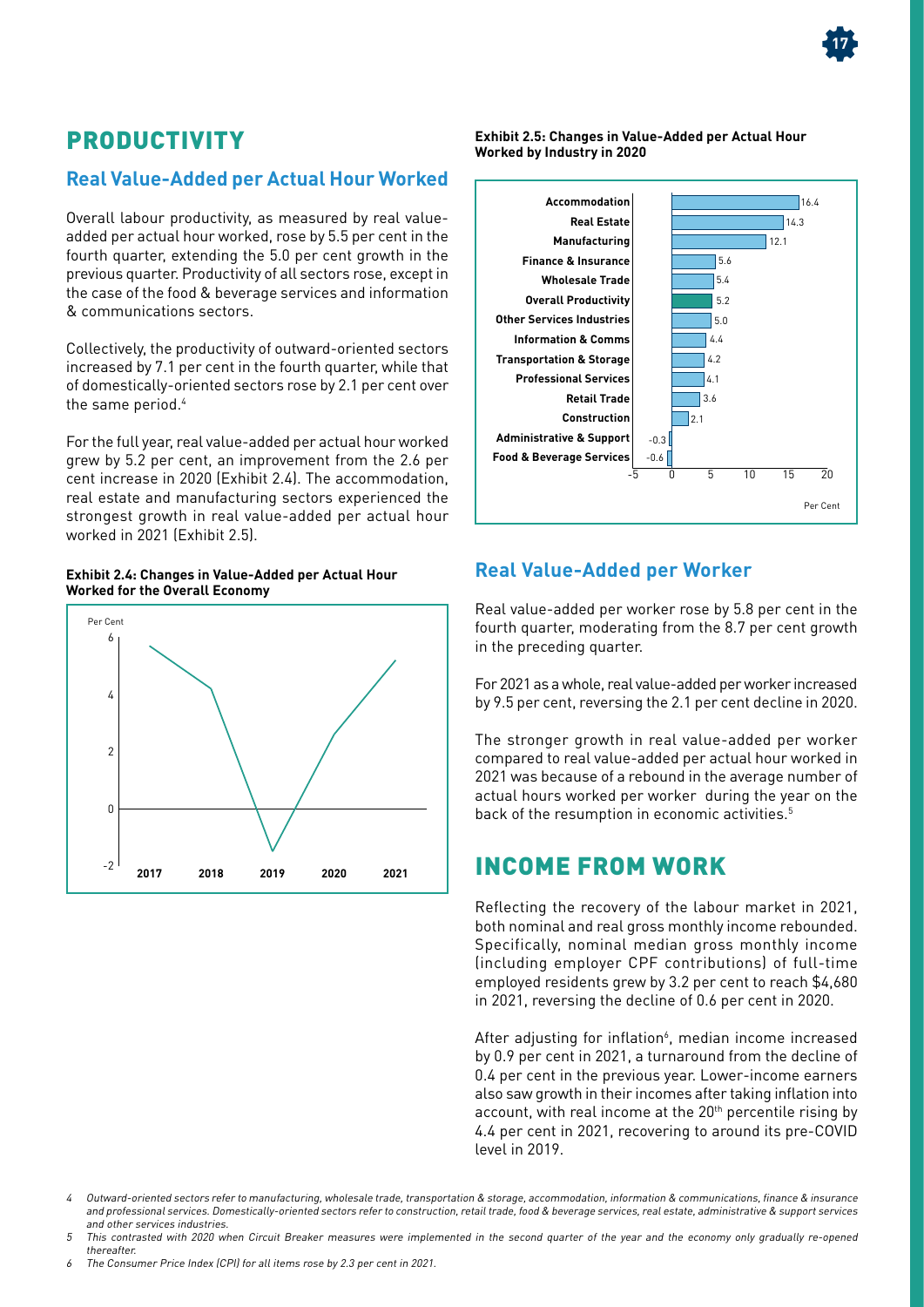# PRODUCTIVITY

## Real Value-Added per Actual Hour Worked

Overall labour productivity, as measured by real value-added per actual hour worked, rose by 5.5 per cent in the fourth quarter, extending the 5.0 per cent growth in the previous quarter. Productivity of all sectors rose, except in the case of the food & beverage services and information & communications sectors.

Collectively, the productivity of outward-oriented sectors increased by 7.1 per cent in the fourth quarter, while that of domestically-oriented sectors rose by 2.1 per cent over the same period.[4]

For the full year, real value-added per actual hour worked grew by 5.2 per cent, an improvement from the 2.6 per cent increase in 2020 (Exhibit 2.4). The accommodation, real estate and manufacturing sectors experienced the strongest growth in real value-added per actual hour worked in 2021 (Exhibit 2.5).

**Exhibit 2.4: Changes in Value-Added per Actual Hour Worked for the Overall Economy**

**Exhibit 2.5: Changes in Value-Added per Actual Hour Worked by Industry in 2020**

| Industry | Per Cent |
|---|---|
| Accommodation | 16.4 |
| Real Estate | 14.3 |
| Manufacturing | 12.1 |
| Finance & Insurance | 5.6 |
| Wholesale Trade | 5.4 |
| Overall Productivity | 5.2 |
| Other Services Industries | 5.0 |
| Information & Comms | 4.4 |
| Transportation & Storage | 4.2 |
| Professional Services | 4.1 |
| Retail Trade | 3.6 |
| Construction | 2.1 |
| Administrative & Support | -0.3 |
| Food & Beverage Services | -0.6 |

## Real Value-Added per Worker

Real value-added per worker rose by 5.8 per cent in the fourth quarter, moderating from the 8.7 per cent growth in the preceding quarter.

For 2021 as a whole, real value-added per worker increased by 9.5 per cent, reversing the 2.1 per cent decline in 2020.

The stronger growth in real value-added per worker compared to real value-added per actual hour worked in 2021 was because of a rebound in the average number of actual hours worked per worker during the year on the back of the resumption in economic activities.[5]

# INCOME FROM WORK

Reflecting the recovery of the labour market in 2021, both nominal and real gross monthly income rebounded. Specifically, nominal median gross monthly income (including employer CPF contributions) of full-time employed residents grew by 3.2 per cent to reach $4,680 in 2021, reversing the decline of 0.6 per cent in 2020.

After adjusting for inflation[6], median income increased by 0.9 per cent in 2021, a turnaround from the decline of 0.4 per cent in the previous year. Lower-income earners also saw growth in their incomes after taking inflation into account, with real income at the 20th percentile rising by 4.4 per cent in 2021, recovering to around its pre-COVID level in 2019.

---

4 *Outward-oriented sectors refer to manufacturing, wholesale trade, transportation & storage, accommodation, information & communications, finance & insurance and professional services. Domestically-oriented sectors refer to construction, retail trade, food & beverage services, real estate, administrative & support services and other services industries.*

5 *This contrasted with 2020 when Circuit Breaker measures were implemented in the second quarter of the year and the economy only gradually re-opened thereafter.*

6 *The Consumer Price Index (CPI) for all items rose by 2.3 per cent in 2021.*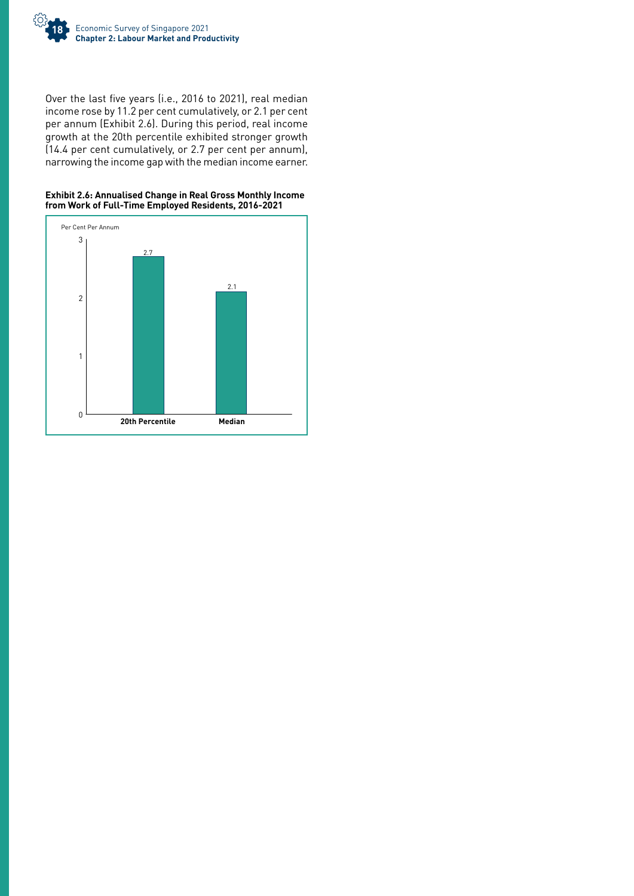Over the last five years (i.e., 2016 to 2021), real median income rose by 11.2 per cent cumulatively, or 2.1 per cent per annum (Exhibit 2.6). During this period, real income growth at the 20th percentile exhibited stronger growth (14.4 per cent cumulatively, or 2.7 per cent per annum), narrowing the income gap with the median income earner.

**Exhibit 2.6: Annualised Change in Real Gross Monthly Income from Work of Full-Time Employed Residents, 2016-2021**

Per Cent Per Annum

3

2

1

0

2.7

2.1

**20th Percentile**

**Median**